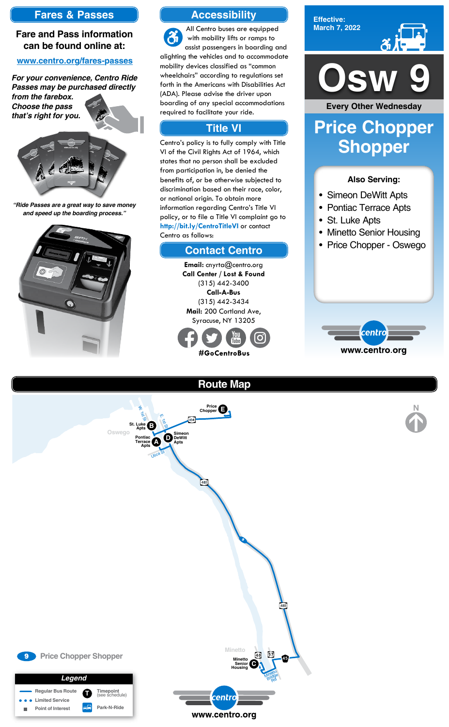## Fares & Passes

**Fare and Pass information can be found online at:**

[www.centro.org/fares-passes](www.centro.org/fares-passes)

***For your convenience, Centro Ride Passes may be purchased directly from the farebox. Choose the pass that's right for you.***

*"Ride Passes are a great way to save money and speed up the boarding process."*

## Accessibility

All Centro buses are equipped with mobility lifts or ramps to assist passengers in boarding and alighting the vehicles and to accommodate mobility devices classified as "common wheelchairs" according to regulations set forth in the Americans with Disabilities Act (ADA). Please advise the driver upon boarding of any special accommodations required to facilitate your ride.

## Title VI

Centro's policy is to fully comply with Title VI of the Civil Rights Act of 1964, which states that no person shall be excluded from participation in, be denied the benefits of, or be otherwise subjected to discrimination based on their race, color, or national origin. To obtain more information regarding Centro's Title VI policy, or to file a Title VI complaint go to **http://bit.ly/CentroTitleVI** or contact Centro as follows:

## Contact Centro

**Email:** cnyrta@centro.org
**Call Center / Lost & Found**
(315) 442-3400
**Call-A-Bus**
(315) 442-3434
**Mail:** 200 Cortland Ave, Syracuse, NY 13205

**#GoCentroBus**

**Effective: March 7, 2022**

# Osw 9

**Every Other Wednesday**

# Price Chopper Shopper

**Also Serving:**

- Simeon DeWitt Apts
- Pontiac Terrace Apts
- St. Luke Apts
- Minetto Senior Housing
- Price Chopper - Oswego

**www.centro.org**

## Route Map

Oswego, Minetto

- A — Pontiac Terrace Apts
- B — St. Luke Apts
- C — Minetto Senior Housing
- D — Simeon DeWitt Apts
- E — Price Chopper

Streets: W. 1st St, E. 1st St, Utica St, Minetto Bridge Rd, 104, 481, 48, 57, 45

9 Price Chopper Shopper

**Legend**

- Regular Bus Route
- Limited Service
- Point of Interest
- Timepoint (see schedule)
- Park-N-Ride

**www.centro.org**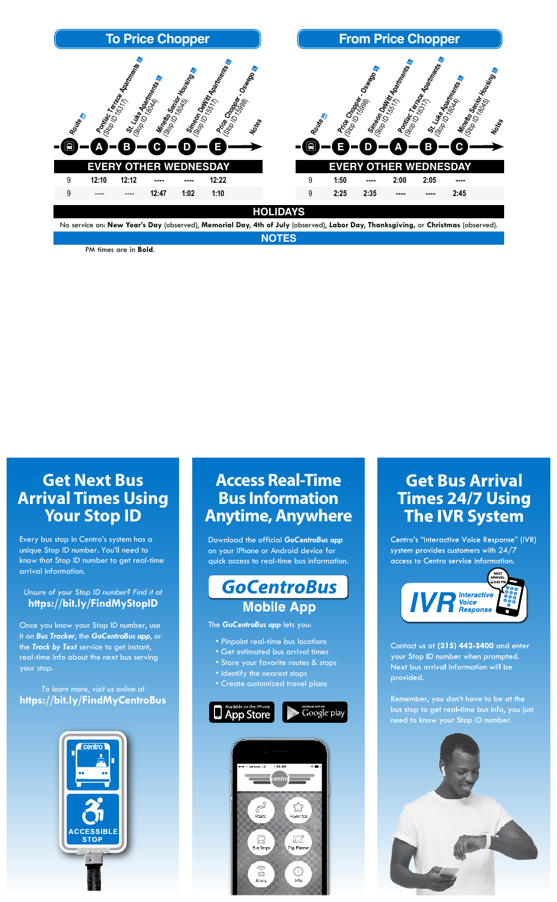## To Price Chopper

| Route | A: Pontiac Terrace Apartments (Stop ID 16317) | B: St. Luke Apartments (Stop ID 18044) | C: Minetto Senior Housing (Stop ID 18045) | D: Simeon DeWitt Apartments (Stop ID 15517) | E: Price Chopper - Oswego (Stop ID 15998) | Notes |
|---|---|---|---|---|---|---|
| **EVERY OTHER WEDNESDAY** | | | | | | |
| 9 | **12:10** | **12:12** | ---- | ---- | **12:22** | |
| 9 | ---- | ---- | **12:47** | **1:02** | **1:10** | |

## From Price Chopper

| Route | E: Price Chopper - Oswego (Stop ID 15998) | D: Simeon DeWitt Apartments (Stop ID 15517) | A: Pontiac Terrace Apartments (Stop ID 16317) | B: St. Luke Apartments (Stop ID 18044) | C: Minetto Senior Housing (Stop ID 18045) | Notes |
|---|---|---|---|---|---|---|
| **EVERY OTHER WEDNESDAY** | | | | | | |
| 9 | **1:50** | ---- | **2:00** | **2:05** | ---- | |
| 9 | **2:25** | **2:35** | ---- | ---- | **2:45** | |

## HOLIDAYS

No service on: **New Year's Day** (observed), **Memorial Day**, **4th of July** (observed), **Labor Day**, **Thanksgiving**, or **Christmas** (observed).

## NOTES

PM times are in **Bold**.

# Get Next Bus Arrival Times Using Your Stop ID

Every bus stop in Centro's system has a unique Stop ID number. You'll need to know that Stop ID number to get real-time arrival information.

*Unsure of your Stop ID number? Find it at*
**https://bit.ly/FindMyStopID**

Once you know your Stop ID number, use it on ***Bus Tracker***, the ***GoCentroBus app***, or the ***Track by Text*** service to get instant, real-time info about the next bus serving your stop.

*To learn more, visit us online at*
**https://bit.ly/FindMyCentroBus**

centro

ACCESSIBLE STOP

# Access Real-Time Bus Information Anytime, Anywhere

Download the official ***GoCentroBus app*** on your iPhone or Android device for quick access to real-time bus information.

## GoCentroBus Mobile App

The ***GoCentroBus app*** lets you:

- Pinpoint real-time bus locations
- Get estimated bus arrival times
- Store your favorite routes & stops
- Identify the nearest stops
- Create customized travel plans

Available on the iPhone App Store | ANDROID APP ON Google play

# Get Bus Arrival Times 24/7 Using The IVR System

Centro's "Interactive Voice Response" (IVR) system provides customers with 24/7 access to Centro service information.

IVR Interactive Voice Response

Contact us at **(315) 442-3400** and enter your Stop ID number when prompted. Next bus arrival information will be provided.

Remember, you don't have to be at the bus stop to get real-time bus info, you just need to know your Stop ID number.